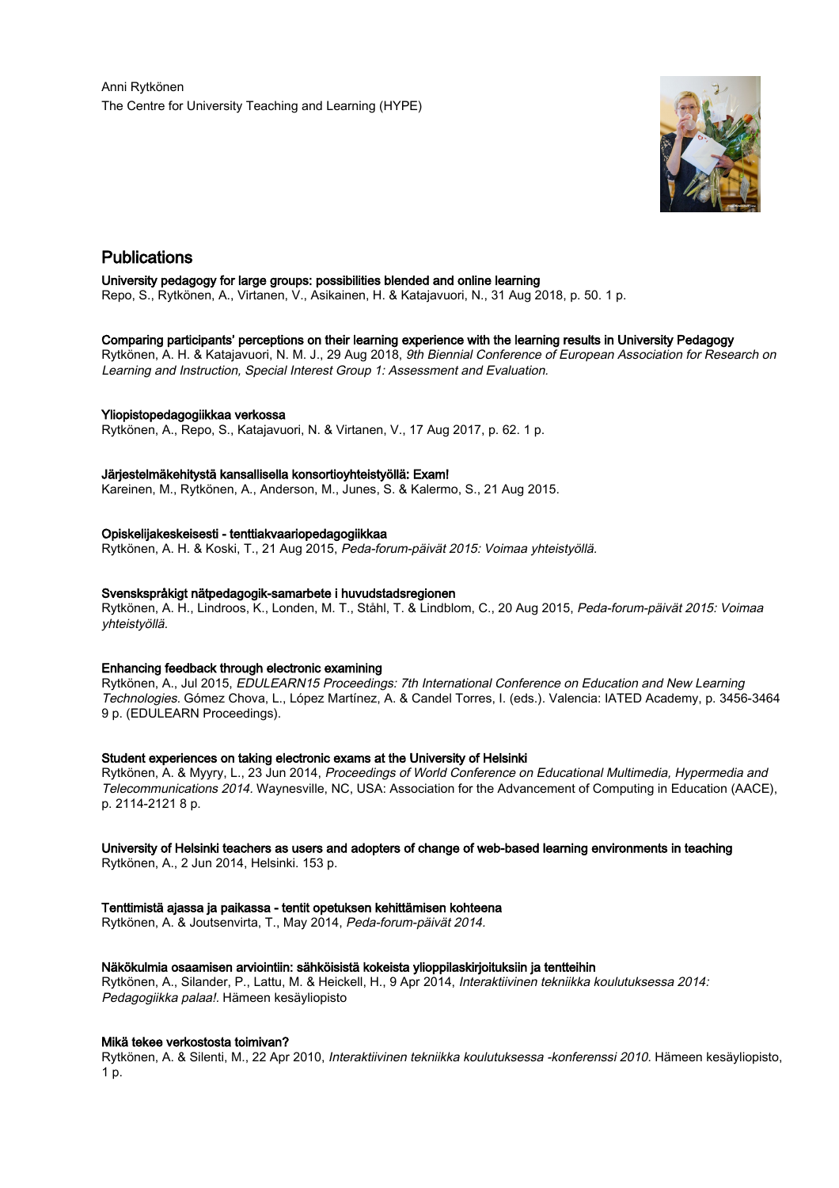Anni Rytkönen
The Centre for University Teaching and Learning (HYPE)

## Publications

**University pedagogy for large groups: possibilities blended and online learning**
Repo, S., Rytkönen, A., Virtanen, V., Asikainen, H. & Katajavuori, N., 31 Aug 2018, p. 50. 1 p.

**Comparing participants' perceptions on their learning experience with the learning results in University Pedagogy**
Rytkönen, A. H. & Katajavuori, N. M. J., 29 Aug 2018, *9th Biennial Conference of European Association for Research on Learning and Instruction, Special Interest Group 1: Assessment and Evaluation.*

**Yliopistopedagogiikkaa verkossa**
Rytkönen, A., Repo, S., Katajavuori, N. & Virtanen, V., 17 Aug 2017, p. 62. 1 p.

**Järjestelmäkehitystä kansallisella konsortioyhteistyöllä: Exam!**
Kareinen, M., Rytkönen, A., Anderson, M., Junes, S. & Kalermo, S., 21 Aug 2015.

**Opiskelijakeskeisesti - tenttiakvaariopedagogiikkaa**
Rytkönen, A. H. & Koski, T., 21 Aug 2015, *Peda-forum-päivät 2015: Voimaa yhteistyöllä.*

**Svenskspråkigt nätpedagogik-samarbete i huvudstadsregionen**
Rytkönen, A. H., Lindroos, K., Londen, M. T., Ståhl, T. & Lindblom, C., 20 Aug 2015, *Peda-forum-päivät 2015: Voimaa yhteistyöllä.*

**Enhancing feedback through electronic examining**
Rytkönen, A., Jul 2015, *EDULEARN15 Proceedings: 7th International Conference on Education and New Learning Technologies.* Gómez Chova, L., López Martínez, A. & Candel Torres, I. (eds.). Valencia: IATED Academy, p. 3456-3464 9 p. (EDULEARN Proceedings).

**Student experiences on taking electronic exams at the University of Helsinki**
Rytkönen, A. & Myyry, L., 23 Jun 2014, *Proceedings of World Conference on Educational Multimedia, Hypermedia and Telecommunications 2014.* Waynesville, NC, USA: Association for the Advancement of Computing in Education (AACE), p. 2114-2121 8 p.

**University of Helsinki teachers as users and adopters of change of web-based learning environments in teaching**
Rytkönen, A., 2 Jun 2014, Helsinki. 153 p.

**Tenttimistä ajassa ja paikassa - tentit opetuksen kehittämisen kohteena**
Rytkönen, A. & Joutsenvirta, T., May 2014, *Peda-forum-päivät 2014.*

**Näkökulmia osaamisen arviointiin: sähköisistä kokeista ylioppilaskirjoituksiin ja tentteihin**
Rytkönen, A., Silander, P., Lattu, M. & Heickell, H., 9 Apr 2014, *Interaktiivinen tekniikka koulutuksessa 2014: Pedagogiikka palaa!.* Hämeen kesäyliopisto

**Mikä tekee verkostosta toimivan?**
Rytkönen, A. & Silenti, M., 22 Apr 2010, *Interaktiivinen tekniikka koulutuksessa -konferenssi 2010.* Hämeen kesäyliopisto, 1 p.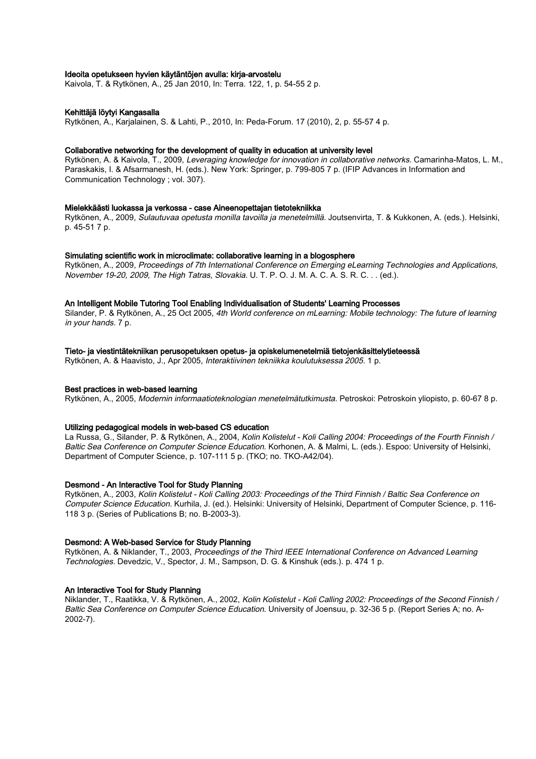**Ideoita opetukseen hyvien käytäntöjen avulla: kirja-arvostelu**

Kaivola, T. & Rytkönen, A., 25 Jan 2010, In: Terra. 122, 1, p. 54-55 2 p.

**Kehittäjä löytyi Kangasalla**

Rytkönen, A., Karjalainen, S. & Lahti, P., 2010, In: Peda-Forum. 17 (2010), 2, p. 55-57 4 p.

**Collaborative networking for the development of quality in education at university level**

Rytkönen, A. & Kaivola, T., 2009, *Leveraging knowledge for innovation in collaborative networks.* Camarinha-Matos, L. M., Paraskakis, I. & Afsarmanesh, H. (eds.). New York: Springer, p. 799-805 7 p. (IFIP Advances in Information and Communication Technology ; vol. 307).

**Mielekkäästi luokassa ja verkossa - case Aineenopettajan tietotekniikka**

Rytkönen, A., 2009, *Sulautuvaa opetusta monilla tavoilla ja menetelmillä.* Joutsenvirta, T. & Kukkonen, A. (eds.). Helsinki, p. 45-51 7 p.

**Simulating scientific work in microclimate: collaborative learning in a blogosphere**

Rytkönen, A., 2009, *Proceedings of 7th International Conference on Emerging eLearning Technologies and Applications, November 19-20, 2009, The High Tatras, Slovakia.* U. T. P. O. J. M. A. C. A. S. R. C. . . (ed.).

**An Intelligent Mobile Tutoring Tool Enabling Individualisation of Students' Learning Processes**

Silander, P. & Rytkönen, A., 25 Oct 2005, *4th World conference on mLearning: Mobile technology: The future of learning in your hands.* 7 p.

**Tieto- ja viestintätekniikan perusopetuksen opetus- ja opiskelumenetelmiä tietojenkäsittelytieteessä**

Rytkönen, A. & Haavisto, J., Apr 2005, *Interaktiivinen tekniikka koulutuksessa 2005.* 1 p.

**Best practices in web-based learning**

Rytkönen, A., 2005, *Modernin informaatioteknologian menetelmätutkimusta.* Petroskoi: Petroskoin yliopisto, p. 60-67 8 p.

**Utilizing pedagogical models in web-based CS education**

La Russa, G., Silander, P. & Rytkönen, A., 2004, *Kolin Kolistelut - Koli Calling 2004: Proceedings of the Fourth Finnish / Baltic Sea Conference on Computer Science Education.* Korhonen, A. & Malmi, L. (eds.). Espoo: University of Helsinki, Department of Computer Science, p. 107-111 5 p. (TKO; no. TKO-A42/04).

**Desmond - An Interactive Tool for Study Planning**

Rytkönen, A., 2003, *Kolin Kolistelut - Koli Calling 2003: Proceedings of the Third Finnish / Baltic Sea Conference on Computer Science Education.* Kurhila, J. (ed.). Helsinki: University of Helsinki, Department of Computer Science, p. 116-118 3 p. (Series of Publications B; no. B-2003-3).

**Desmond: A Web-based Service for Study Planning**

Rytkönen, A. & Niklander, T., 2003, *Proceedings of the Third IEEE International Conference on Advanced Learning Technologies.* Devedzic, V., Spector, J. M., Sampson, D. G. & Kinshuk (eds.). p. 474 1 p.

**An Interactive Tool for Study Planning**

Niklander, T., Raatikka, V. & Rytkönen, A., 2002, *Kolin Kolistelut - Koli Calling 2002: Proceedings of the Second Finnish / Baltic Sea Conference on Computer Science Education.* University of Joensuu, p. 32-36 5 p. (Report Series A; no. A-2002-7).